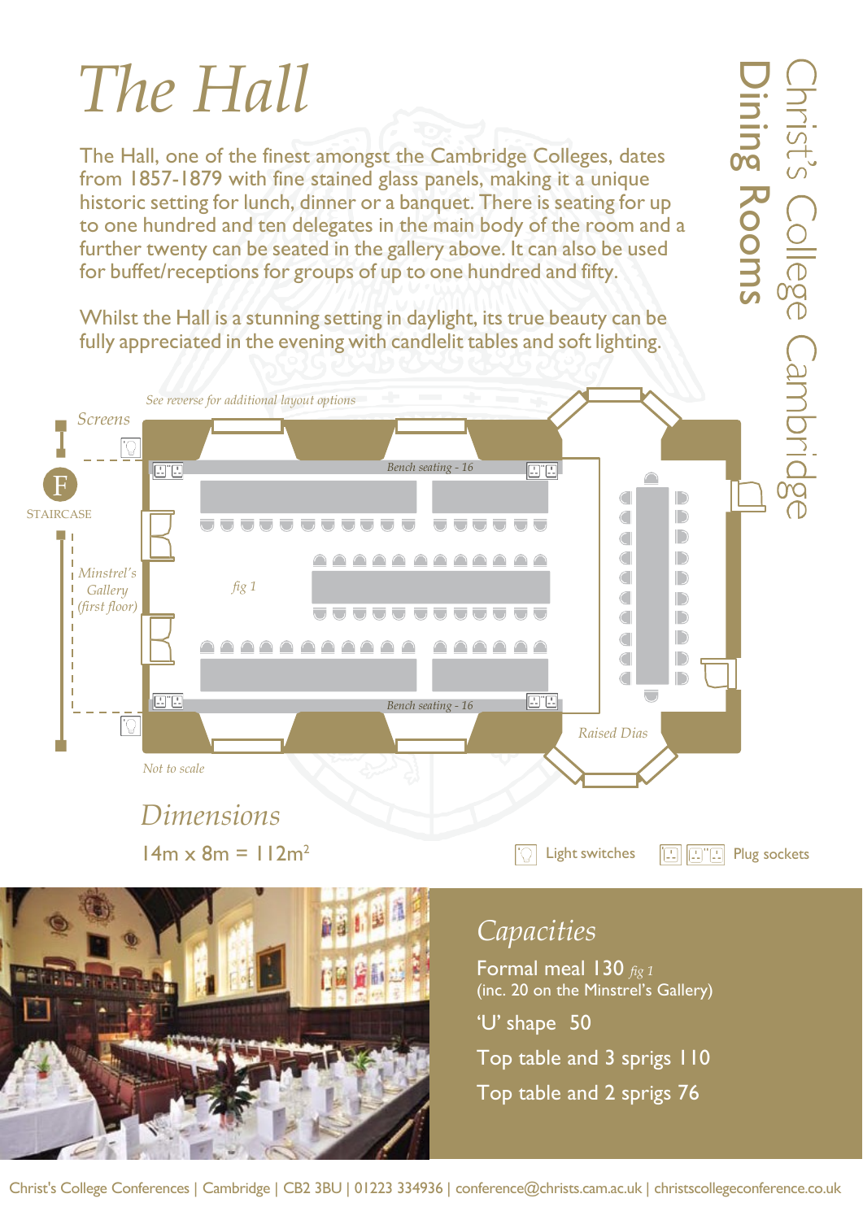# The Hall

Christ's College Cambridge

**Dining Rooms**

The Hall, one of the finest amongst the Cambridge Colleges, dates from 1857-1879 with fine stained glass panels, making it a unique historic setting for lunch, dinner or a banquet. There is seating for up to one hundred and ten delegates in the main body of the room and a further twenty can be seated in the gallery above. It can also be used for buffet/receptions for groups of up to one hundred and fifty.

Whilst the Hall is a stunning setting in daylight, its true beauty can be fully appreciated in the evening with candlelit tables and soft lighting.

*See reverse for additional layout options*

*Screens*

F STAIRCASE

*Minstrel's Gallery (first floor)*

*fig 1*

*Bench seating - 16*

*Bench seating - 16*

*Raised Dias*

*Not to scale*

## *Dimensions*

14m x 8m = 112m$^2$

Light switches

Plug sockets

## *Capacities*

Formal meal 130 *fig 1*
(inc. 20 on the Minstrel's Gallery)

'U' shape 50

Top table and 3 sprigs 110

Top table and 2 sprigs 76

Christ's College Conferences | Cambridge | CB2 3BU | 01223 334936 | conference@christs.cam.ac.uk | christscollegeconference.co.uk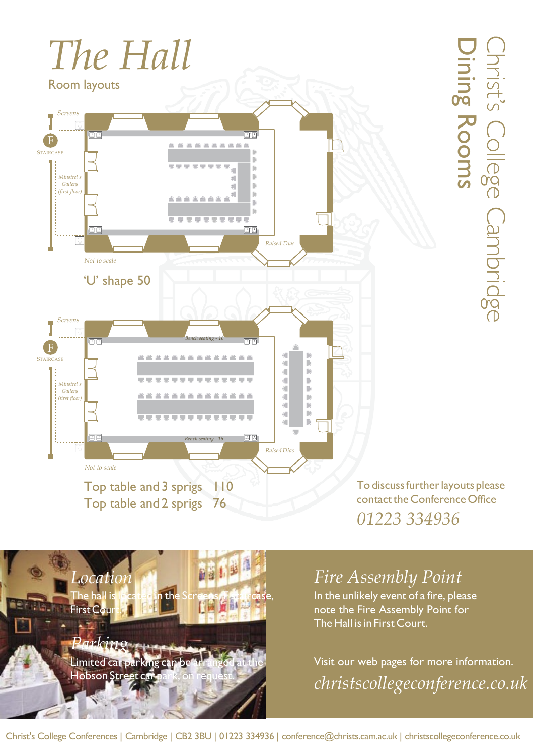# The Hall

Room layouts

Christ's College Cambridge

Dining Rooms

Screens

F

STAIRCASE

Minstrel's Gallery (first floor)

Raised Dias

*Not to scale*

'U' shape 50

Screens

F

STAIRCASE

Minstrel's Gallery (first floor)

Bench seating - 16

Bench seating - 16

Raised Dias

*Not to scale*

Top table and 3 sprigs 110

Top table and 2 sprigs 76

To discuss further layouts please contact the Conference Office

*01223 334936*

## *Location*

The hall is located in the Screens 'F' staircase, First Court.

## *Parking*

Limited car parking can be arranged at the Hobson Street car park, on request.

## *Fire Assembly Point*

In the unlikely event of a fire, please note the Fire Assembly Point for The Hall is in First Court.

Visit our web pages for more information.

*christscollegeconference.co.uk*

Christ's College Conferences | Cambridge | CB2 3BU | 01223 334936 | conference@christs.cam.ac.uk | christscollegeconference.co.uk